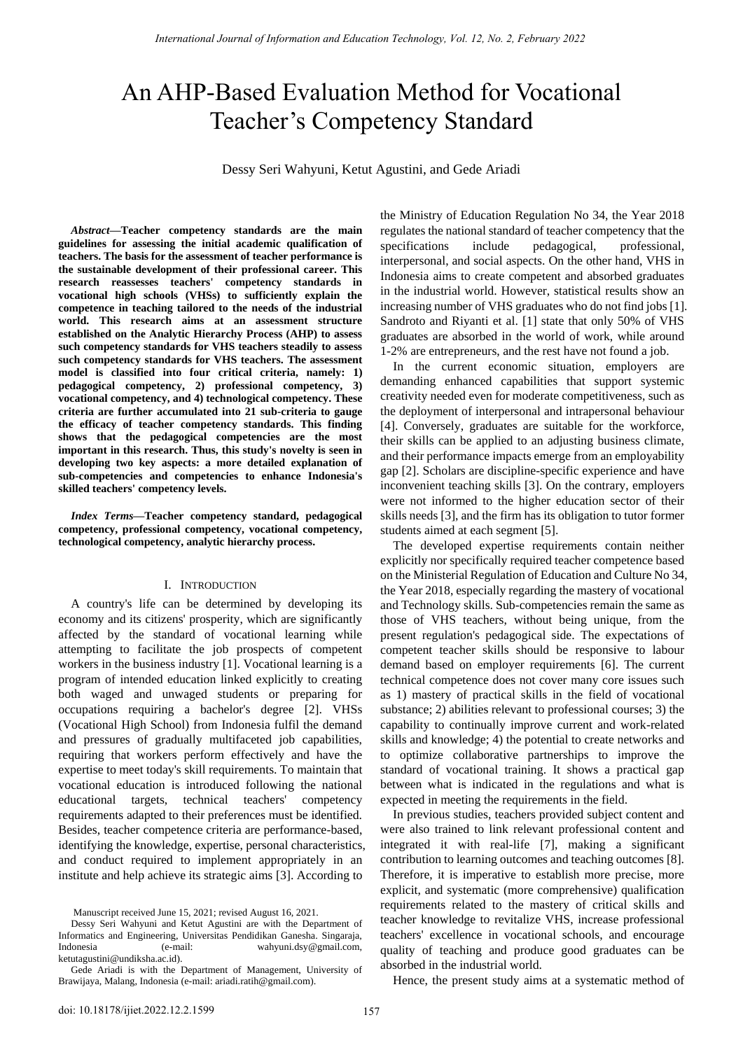# An AHP-Based Evaluation Method for Vocational Teacher's Competency Standard

Dessy Seri Wahyuni, Ketut Agustini, and Gede Ariadi

***Abstract*—Teacher competency standards are the main guidelines for assessing the initial academic qualification of teachers. The basis for the assessment of teacher performance is the sustainable development of their professional career. This research reassesses teachers' competency standards in vocational high schools (VHSs) to sufficiently explain the competence in teaching tailored to the needs of the industrial world. This research aims at an assessment structure established on the Analytic Hierarchy Process (AHP) to assess such competency standards for VHS teachers steadily to assess such competency standards for VHS teachers. The assessment model is classified into four critical criteria, namely: 1) pedagogical competency, 2) professional competency, 3) vocational competency, and 4) technological competency. These criteria are further accumulated into 21 sub-criteria to gauge the efficacy of teacher competency standards. This finding shows that the pedagogical competencies are the most important in this research. Thus, this study's novelty is seen in developing two key aspects: a more detailed explanation of sub-competencies and competencies to enhance Indonesia's skilled teachers' competency levels.**

***Index Terms*—Teacher competency standard, pedagogical competency, professional competency, vocational competency, technological competency, analytic hierarchy process.**

## I. Introduction

A country's life can be determined by developing its economy and its citizens' prosperity, which are significantly affected by the standard of vocational learning while attempting to facilitate the job prospects of competent workers in the business industry [1]. Vocational learning is a program of intended education linked explicitly to creating both waged and unwaged students or preparing for occupations requiring a bachelor's degree [2]. VHSs (Vocational High School) from Indonesia fulfil the demand and pressures of gradually multifaceted job capabilities, requiring that workers perform effectively and have the expertise to meet today's skill requirements. To maintain that vocational education is introduced following the national educational targets, technical teachers' competency requirements adapted to their preferences must be identified. Besides, teacher competence criteria are performance-based, identifying the knowledge, expertise, personal characteristics, and conduct required to implement appropriately in an institute and help achieve its strategic aims [3]. According to the Ministry of Education Regulation No 34, the Year 2018 regulates the national standard of teacher competency that the specifications include pedagogical, professional, interpersonal, and social aspects. On the other hand, VHS in Indonesia aims to create competent and absorbed graduates in the industrial world. However, statistical results show an increasing number of VHS graduates who do not find jobs [1]. Sandroto and Riyanti et al. [1] state that only 50% of VHS graduates are absorbed in the world of work, while around 1-2% are entrepreneurs, and the rest have not found a job.

In the current economic situation, employers are demanding enhanced capabilities that support systemic creativity needed even for moderate competitiveness, such as the deployment of interpersonal and intrapersonal behaviour [4]. Conversely, graduates are suitable for the workforce, their skills can be applied to an adjusting business climate, and their performance impacts emerge from an employability gap [2]. Scholars are discipline-specific experience and have inconvenient teaching skills [3]. On the contrary, employers were not informed to the higher education sector of their skills needs [3], and the firm has its obligation to tutor former students aimed at each segment [5].

The developed expertise requirements contain neither explicitly nor specifically required teacher competence based on the Ministerial Regulation of Education and Culture No 34, the Year 2018, especially regarding the mastery of vocational and Technology skills. Sub-competencies remain the same as those of VHS teachers, without being unique, from the present regulation's pedagogical side. The expectations of competent teacher skills should be responsive to labour demand based on employer requirements [6]. The current technical competence does not cover many core issues such as 1) mastery of practical skills in the field of vocational substance; 2) abilities relevant to professional courses; 3) the capability to continually improve current and work-related skills and knowledge; 4) the potential to create networks and to optimize collaborative partnerships to improve the standard of vocational training. It shows a practical gap between what is indicated in the regulations and what is expected in meeting the requirements in the field.

In previous studies, teachers provided subject content and were also trained to link relevant professional content and integrated it with real-life [7], making a significant contribution to learning outcomes and teaching outcomes [8]. Therefore, it is imperative to establish more precise, more explicit, and systematic (more comprehensive) qualification requirements related to the mastery of critical skills and teacher knowledge to revitalize VHS, increase professional teachers' excellence in vocational schools, and encourage quality of teaching and produce good graduates can be absorbed in the industrial world.

Hence, the present study aims at a systematic method of

Manuscript received June 15, 2021; revised August 16, 2021.

Dessy Seri Wahyuni and Ketut Agustini are with the Department of Informatics and Engineering, Universitas Pendidikan Ganesha. Singaraja, Indonesia (e-mail: wahyuni.dsy@gmail.com, ketutagustini@undiksha.ac.id).

Gede Ariadi is with the Department of Management, University of Brawijaya, Malang, Indonesia (e-mail: ariadi.ratih@gmail.com).

doi: 10.18178/ijiet.2022.12.2.1599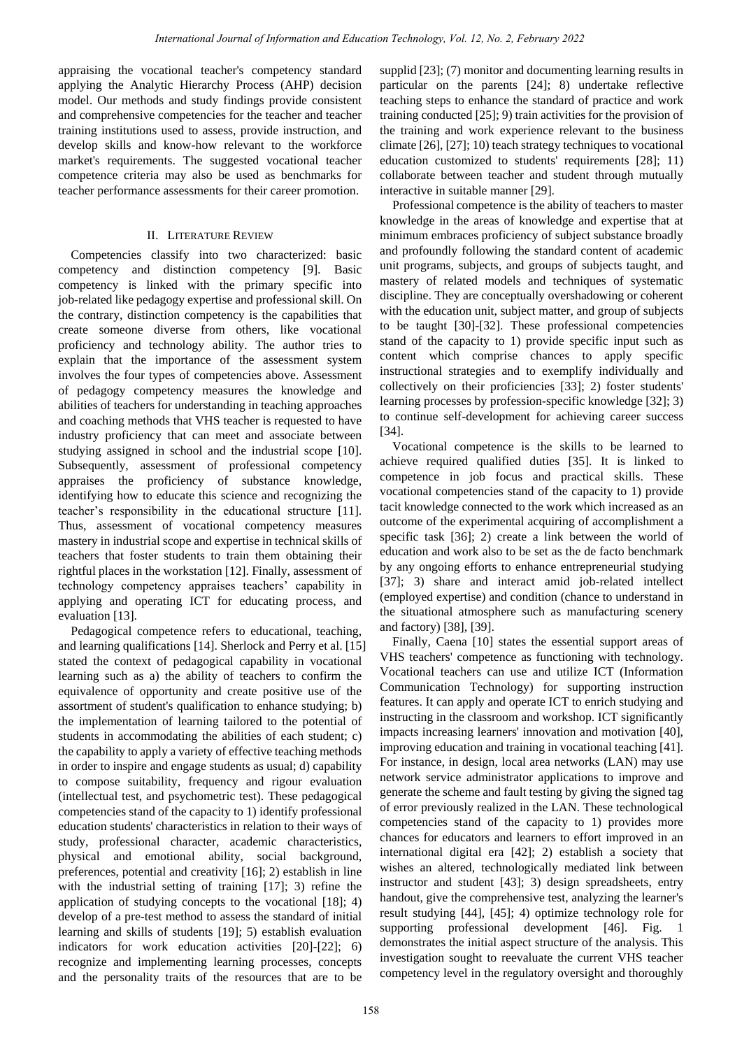appraising the vocational teacher's competency standard applying the Analytic Hierarchy Process (AHP) decision model. Our methods and study findings provide consistent and comprehensive competencies for the teacher and teacher training institutions used to assess, provide instruction, and develop skills and know-how relevant to the workforce market's requirements. The suggested vocational teacher competence criteria may also be used as benchmarks for teacher performance assessments for their career promotion.

## II. Literature Review

Competencies classify into two characterized: basic competency and distinction competency [9]. Basic competency is linked with the primary specific into job-related like pedagogy expertise and professional skill. On the contrary, distinction competency is the capabilities that create someone diverse from others, like vocational proficiency and technology ability. The author tries to explain that the importance of the assessment system involves the four types of competencies above. Assessment of pedagogy competency measures the knowledge and abilities of teachers for understanding in teaching approaches and coaching methods that VHS teacher is requested to have industry proficiency that can meet and associate between studying assigned in school and the industrial scope [10]. Subsequently, assessment of professional competency appraises the proficiency of substance knowledge, identifying how to educate this science and recognizing the teacher's responsibility in the educational structure [11]. Thus, assessment of vocational competency measures mastery in industrial scope and expertise in technical skills of teachers that foster students to train them obtaining their rightful places in the workstation [12]. Finally, assessment of technology competency appraises teachers' capability in applying and operating ICT for educating process, and evaluation [13].

Pedagogical competence refers to educational, teaching, and learning qualifications [14]. Sherlock and Perry et al. [15] stated the context of pedagogical capability in vocational learning such as a) the ability of teachers to confirm the equivalence of opportunity and create positive use of the assortment of student's qualification to enhance studying; b) the implementation of learning tailored to the potential of students in accommodating the abilities of each student; c) the capability to apply a variety of effective teaching methods in order to inspire and engage students as usual; d) capability to compose suitability, frequency and rigour evaluation (intellectual test, and psychometric test). These pedagogical competencies stand of the capacity to 1) identify professional education students' characteristics in relation to their ways of study, professional character, academic characteristics, physical and emotional ability, social background, preferences, potential and creativity [16]; 2) establish in line with the industrial setting of training [17]; 3) refine the application of studying concepts to the vocational [18]; 4) develop of a pre-test method to assess the standard of initial learning and skills of students [19]; 5) establish evaluation indicators for work education activities [20]-[22]; 6) recognize and implementing learning processes, concepts and the personality traits of the resources that are to be supplid [23]; (7) monitor and documenting learning results in particular on the parents [24]; 8) undertake reflective teaching steps to enhance the standard of practice and work training conducted [25]; 9) train activities for the provision of the training and work experience relevant to the business climate [26], [27]; 10) teach strategy techniques to vocational education customized to students' requirements [28]; 11) collaborate between teacher and student through mutually interactive in suitable manner [29].

Professional competence is the ability of teachers to master knowledge in the areas of knowledge and expertise that at minimum embraces proficiency of subject substance broadly and profoundly following the standard content of academic unit programs, subjects, and groups of subjects taught, and mastery of related models and techniques of systematic discipline. They are conceptually overshadowing or coherent with the education unit, subject matter, and group of subjects to be taught [30]-[32]. These professional competencies stand of the capacity to 1) provide specific input such as content which comprise chances to apply specific instructional strategies and to exemplify individually and collectively on their proficiencies [33]; 2) foster students' learning processes by profession-specific knowledge [32]; 3) to continue self-development for achieving career success [34].

Vocational competence is the skills to be learned to achieve required qualified duties [35]. It is linked to competence in job focus and practical skills. These vocational competencies stand of the capacity to 1) provide tacit knowledge connected to the work which increased as an outcome of the experimental acquiring of accomplishment a specific task [36]; 2) create a link between the world of education and work also to be set as the de facto benchmark by any ongoing efforts to enhance entrepreneurial studying [37]; 3) share and interact amid job-related intellect (employed expertise) and condition (chance to understand in the situational atmosphere such as manufacturing scenery and factory) [38], [39].

Finally, Caena [10] states the essential support areas of VHS teachers' competence as functioning with technology. Vocational teachers can use and utilize ICT (Information Communication Technology) for supporting instruction features. It can apply and operate ICT to enrich studying and instructing in the classroom and workshop. ICT significantly impacts increasing learners' innovation and motivation [40], improving education and training in vocational teaching [41]. For instance, in design, local area networks (LAN) may use network service administrator applications to improve and generate the scheme and fault testing by giving the signed tag of error previously realized in the LAN. These technological competencies stand of the capacity to 1) provides more chances for educators and learners to effort improved in an international digital era [42]; 2) establish a society that wishes an altered, technologically mediated link between instructor and student [43]; 3) design spreadsheets, entry handout, give the comprehensive test, analyzing the learner's result studying [44], [45]; 4) optimize technology role for supporting professional development [46]. Fig. 1 demonstrates the initial aspect structure of the analysis. This investigation sought to reevaluate the current VHS teacher competency level in the regulatory oversight and thoroughly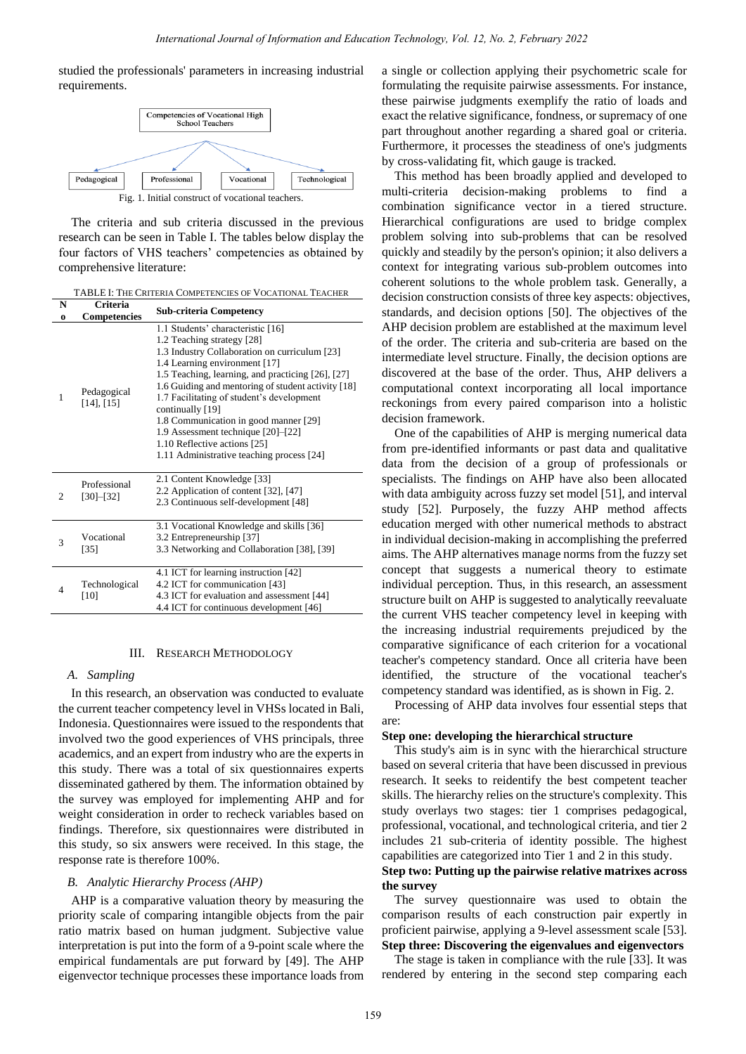studied the professionals' parameters in increasing industrial requirements.

Competencies of Vocational High School Teachers

Pedagogical

Professional

Vocational

Technological

Fig. 1. Initial construct of vocational teachers.

The criteria and sub criteria discussed in the previous research can be seen in Table I. The tables below display the four factors of VHS teachers' competencies as obtained by comprehensive literature:

TABLE I: THE CRITERIA COMPETENCIES OF VOCATIONAL TEACHER

| No | Criteria Competencies | Sub-criteria Competency |
|---|---|---|
| 1 | Pedagogical [14], [15] | 1.1 Students' characteristic [16]<br>1.2 Teaching strategy [28]<br>1.3 Industry Collaboration on curriculum [23]<br>1.4 Learning environment [17]<br>1.5 Teaching, learning, and practicing [26], [27]<br>1.6 Guiding and mentoring of student activity [18]<br>1.7 Facilitating of student's development continually [19]<br>1.8 Communication in good manner [29]<br>1.9 Assessment technique [20]–[22]<br>1.10 Reflective actions [25]<br>1.11 Administrative teaching process [24] |
| 2 | Professional [30]–[32] | 2.1 Content Knowledge [33]<br>2.2 Application of content [32], [47]<br>2.3 Continuous self-development [48] |
| 3 | Vocational [35] | 3.1 Vocational Knowledge and skills [36]<br>3.2 Entrepreneurship [37]<br>3.3 Networking and Collaboration [38], [39] |
| 4 | Technological [10] | 4.1 ICT for learning instruction [42]<br>4.2 ICT for communication [43]<br>4.3 ICT for evaluation and assessment [44]<br>4.4 ICT for continuous development [46] |

## III. RESEARCH METHODOLOGY

### A. Sampling

In this research, an observation was conducted to evaluate the current teacher competency level in VHSs located in Bali, Indonesia. Questionnaires were issued to the respondents that involved two the good experiences of VHS principals, three academics, and an expert from industry who are the experts in this study. There was a total of six questionnaires experts disseminated gathered by them. The information obtained by the survey was employed for implementing AHP and for weight consideration in order to recheck variables based on findings. Therefore, six questionnaires were distributed in this study, so six answers were received. In this stage, the response rate is therefore 100%.

### B. Analytic Hierarchy Process (AHP)

AHP is a comparative valuation theory by measuring the priority scale of comparing intangible objects from the pair ratio matrix based on human judgment. Subjective value interpretation is put into the form of a 9-point scale where the empirical fundamentals are put forward by [49]. The AHP eigenvector technique processes these importance loads from a single or collection applying their psychometric scale for formulating the requisite pairwise assessments. For instance, these pairwise judgments exemplify the ratio of loads and exact the relative significance, fondness, or supremacy of one part throughout another regarding a shared goal or criteria. Furthermore, it processes the steadiness of one's judgments by cross-validating fit, which gauge is tracked.

This method has been broadly applied and developed to multi-criteria decision-making problems to find a combination significance vector in a tiered structure. Hierarchical configurations are used to bridge complex problem solving into sub-problems that can be resolved quickly and steadily by the person's opinion; it also delivers a context for integrating various sub-problem outcomes into coherent solutions to the whole problem task. Generally, a decision construction consists of three key aspects: objectives, standards, and decision options [50]. The objectives of the AHP decision problem are established at the maximum level of the order. The criteria and sub-criteria are based on the intermediate level structure. Finally, the decision options are discovered at the base of the order. Thus, AHP delivers a computational context incorporating all local importance reckonings from every paired comparison into a holistic decision framework.

One of the capabilities of AHP is merging numerical data from pre-identified informants or past data and qualitative data from the decision of a group of professionals or specialists. The findings on AHP have also been allocated with data ambiguity across fuzzy set model [51], and interval study [52]. Purposely, the fuzzy AHP method affects education merged with other numerical methods to abstract in individual decision-making in accomplishing the preferred aims. The AHP alternatives manage norms from the fuzzy set concept that suggests a numerical theory to estimate individual perception. Thus, in this research, an assessment structure built on AHP is suggested to analytically reevaluate the current VHS teacher competency level in keeping with the increasing industrial requirements prejudiced by the comparative significance of each criterion for a vocational teacher's competency standard. Once all criteria have been identified, the structure of the vocational teacher's competency standard was identified, as is shown in Fig. 2.

Processing of AHP data involves four essential steps that are:

**Step one: developing the hierarchical structure**

This study's aim is in sync with the hierarchical structure based on several criteria that have been discussed in previous research. It seeks to reidentify the best competent teacher skills. The hierarchy relies on the structure's complexity. This study overlays two stages: tier 1 comprises pedagogical, professional, vocational, and technological criteria, and tier 2 includes 21 sub-criteria of identity possible. The highest capabilities are categorized into Tier 1 and 2 in this study.

**Step two: Putting up the pairwise relative matrixes across the survey**

The survey questionnaire was used to obtain the comparison results of each construction pair expertly in proficient pairwise, applying a 9-level assessment scale [53].

**Step three: Discovering the eigenvalues and eigenvectors**

The stage is taken in compliance with the rule [33]. It was rendered by entering in the second step comparing each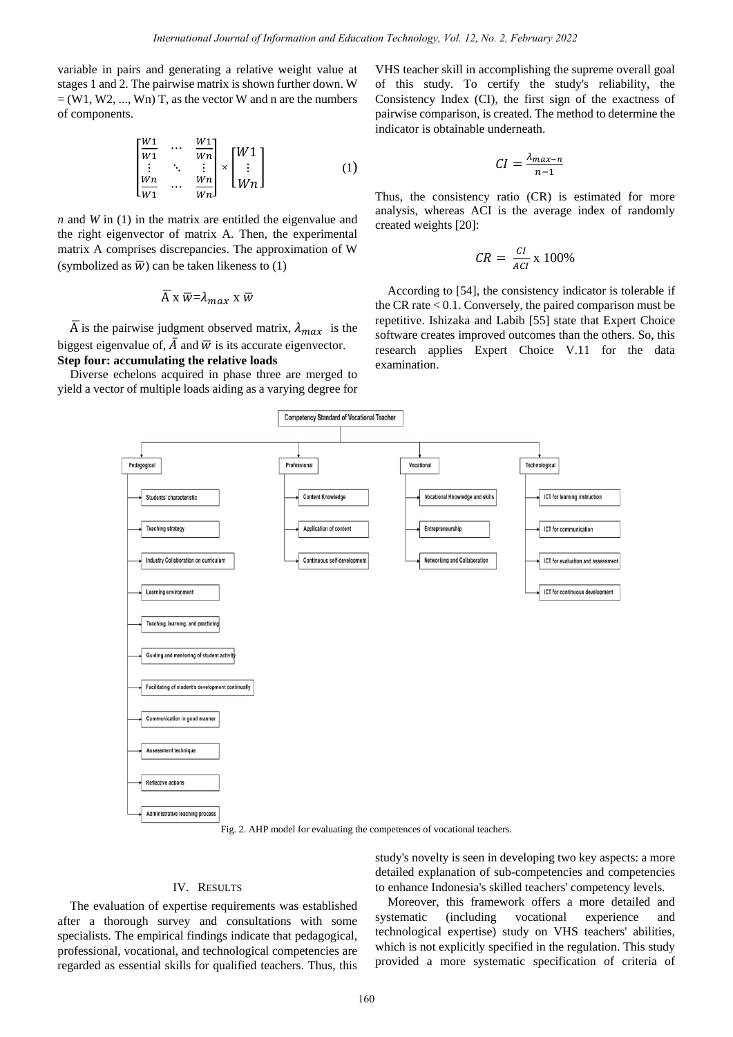variable in pairs and generating a relative weight value at stages 1 and 2. The pairwise matrix is shown further down. W = (W1, W2, ..., Wn) T, as the vector W and n are the numbers of components.

$$\begin{bmatrix} \frac{W1}{W1} & \cdots & \frac{W1}{Wn} \\ \vdots & \ddots & \vdots \\ \frac{Wn}{W1} & \cdots & \frac{Wn}{Wn} \end{bmatrix} \times \begin{bmatrix} W1 \\ \vdots \\ Wn \end{bmatrix} \quad (1)$$

*n* and *W* in (1) in the matrix are entitled the eigenvalue and the right eigenvector of matrix A. Then, the experimental matrix A comprises discrepancies. The approximation of W (symbolized as $\overline{w}$) can be taken likeness to (1)

$$\bar{A} \text{ x } \overline{w} = \lambda_{max} \text{ x } \overline{w}$$

$\bar{A}$ is the pairwise judgment observed matrix, $\lambda_{max}$ is the biggest eigenvalue of, $\bar{A}$ and $\overline{w}$ is its accurate eigenvector.

**Step four: accumulating the relative loads**

Diverse echelons acquired in phase three are merged to yield a vector of multiple loads aiding as a varying degree for VHS teacher skill in accomplishing the supreme overall goal of this study. To certify the study's reliability, the Consistency Index (CI), the first sign of the exactness of pairwise comparison, is created. The method to determine the indicator is obtainable underneath.

$$CI = \frac{\lambda_{max-n}}{n-1}$$

Thus, the consistency ratio (CR) is estimated for more analysis, whereas ACI is the average index of randomly created weights [20]:

$$CR = \frac{CI}{ACI} \text{ x } 100\%$$

According to [54], the consistency indicator is tolerable if the CR rate < 0.1. Conversely, the paired comparison must be repetitive. Ishizaka and Labib [55] state that Expert Choice software creates improved outcomes than the others. So, this research applies Expert Choice V.11 for the data examination.

Competency Standard of Vocational Teacher

Pedagogical
- Students' characteristic
- Teaching strategy
- Industry Collaboration on curriculum
- Learning environment
- Teaching, learning, and practicing
- Guiding and mentoring of student activity
- Facilitating of student's development continually
- Communication in good manner
- Assessment technique
- Reflective actions
- Administrative teaching process

Professional
- Content Knowledge
- Application of content
- Continuous self-development

Vocational
- Vocational Knowledge and skills
- Entrepreneurship
- Networking and Collaboration

Technological
- ICT for learning instruction
- ICT for communication
- ICT for evaluation and assessment
- ICT for continuous development

Fig. 2. AHP model for evaluating the competences of vocational teachers.

## IV. Results

The evaluation of expertise requirements was established after a thorough survey and consultations with some specialists. The empirical findings indicate that pedagogical, professional, vocational, and technological competencies are regarded as essential skills for qualified teachers. Thus, this study's novelty is seen in developing two key aspects: a more detailed explanation of sub-competencies and competencies to enhance Indonesia's skilled teachers' competency levels.

Moreover, this framework offers a more detailed and systematic (including vocational experience and technological expertise) study on VHS teachers' abilities, which is not explicitly specified in the regulation. This study provided a more systematic specification of criteria of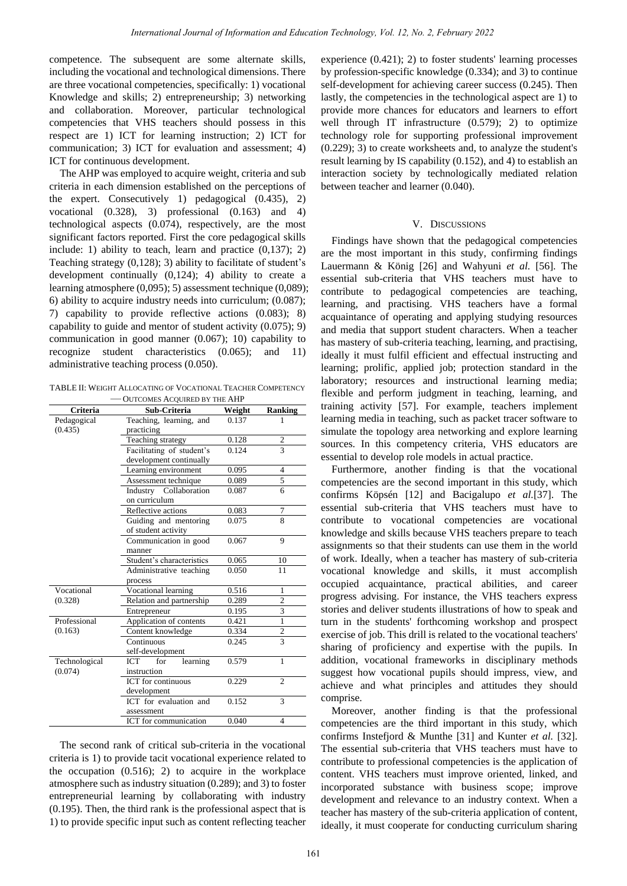competence. The subsequent are some alternate skills, including the vocational and technological dimensions. There are three vocational competencies, specifically: 1) vocational Knowledge and skills; 2) entrepreneurship; 3) networking and collaboration. Moreover, particular technological competencies that VHS teachers should possess in this respect are 1) ICT for learning instruction; 2) ICT for communication; 3) ICT for evaluation and assessment; 4) ICT for continuous development.

The AHP was employed to acquire weight, criteria and sub criteria in each dimension established on the perceptions of the expert. Consecutively 1) pedagogical (0.435), 2) vocational (0.328), 3) professional (0.163) and 4) technological aspects (0.074), respectively, are the most significant factors reported. First the core pedagogical skills include: 1) ability to teach, learn and practice (0,137); 2) Teaching strategy (0,128); 3) ability to facilitate of student's development continually (0,124); 4) ability to create a learning atmosphere (0,095); 5) assessment technique (0,089); 6) ability to acquire industry needs into curriculum; (0.087); 7) capability to provide reflective actions (0.083); 8) capability to guide and mentor of student activity (0.075); 9) communication in good manner (0.067); 10) capability to recognize student characteristics (0.065); and 11) administrative teaching process (0.050).

TABLE II: WEIGHT ALLOCATING OF VOCATIONAL TEACHER COMPETENCY — OUTCOMES ACQUIRED BY THE AHP

| Criteria | Sub-Criteria | Weight | Ranking |
|---|---|---|---|
| Pedagogical (0.435) | Teaching, learning, and practicing | 0.137 | 1 |
| | Teaching strategy | 0.128 | 2 |
| | Facilitating of student's development continually | 0.124 | 3 |
| | Learning environment | 0.095 | 4 |
| | Assessment technique | 0.089 | 5 |
| | Industry Collaboration on curriculum | 0.087 | 6 |
| | Reflective actions | 0.083 | 7 |
| | Guiding and mentoring of student activity | 0.075 | 8 |
| | Communication in good manner | 0.067 | 9 |
| | Student's characteristics | 0.065 | 10 |
| | Administrative teaching process | 0.050 | 11 |
| Vocational (0.328) | Vocational learning | 0.516 | 1 |
| | Relation and partnership | 0.289 | 2 |
| | Entrepreneur | 0.195 | 3 |
| Professional (0.163) | Application of contents | 0.421 | 1 |
| | Content knowledge | 0.334 | 2 |
| | Continuous self-development | 0.245 | 3 |
| Technological (0.074) | ICT for learning instruction | 0.579 | 1 |
| | ICT for continuous development | 0.229 | 2 |
| | ICT for evaluation and assessment | 0.152 | 3 |
| | ICT for communication | 0.040 | 4 |

The second rank of critical sub-criteria in the vocational criteria is 1) to provide tacit vocational experience related to the occupation (0.516); 2) to acquire in the workplace atmosphere such as industry situation (0.289); and 3) to foster entrepreneurial learning by collaborating with industry (0.195). Then, the third rank is the professional aspect that is 1) to provide specific input such as content reflecting teacher experience (0.421); 2) to foster students' learning processes by profession-specific knowledge (0.334); and 3) to continue self-development for achieving career success (0.245). Then lastly, the competencies in the technological aspect are 1) to provide more chances for educators and learners to effort well through IT infrastructure (0.579); 2) to optimize technology role for supporting professional improvement (0.229); 3) to create worksheets and, to analyze the student's result learning by IS capability (0.152), and 4) to establish an interaction society by technologically mediated relation between teacher and learner (0.040).

## V. DISCUSSIONS

Findings have shown that the pedagogical competencies are the most important in this study, confirming findings Lauermann & König [26] and Wahyuni *et al.* [56]. The essential sub-criteria that VHS teachers must have to contribute to pedagogical competencies are teaching, learning, and practising. VHS teachers have a formal acquaintance of operating and applying studying resources and media that support student characters. When a teacher has mastery of sub-criteria teaching, learning, and practising, ideally it must fulfil efficient and effectual instructing and learning; prolific, applied job; protection standard in the laboratory; resources and instructional learning media; flexible and perform judgment in teaching, learning, and training activity [57]. For example, teachers implement learning media in teaching, such as packet tracer software to simulate the topology area networking and explore learning sources. In this competency criteria, VHS educators are essential to develop role models in actual practice.

Furthermore, another finding is that the vocational competencies are the second important in this study, which confirms Köpsén [12] and Bacigalupo *et al.*[37]. The essential sub-criteria that VHS teachers must have to contribute to vocational competencies are vocational knowledge and skills because VHS teachers prepare to teach assignments so that their students can use them in the world of work. Ideally, when a teacher has mastery of sub-criteria vocational knowledge and skills, it must accomplish occupied acquaintance, practical abilities, and career progress advising. For instance, the VHS teachers express stories and deliver students illustrations of how to speak and turn in the students' forthcoming workshop and prospect exercise of job. This drill is related to the vocational teachers' sharing of proficiency and expertise with the pupils. In addition, vocational frameworks in disciplinary methods suggest how vocational pupils should impress, view, and achieve and what principles and attitudes they should comprise.

Moreover, another finding is that the professional competencies are the third important in this study, which confirms Instefjord & Munthe [31] and Kunter *et al.* [32]. The essential sub-criteria that VHS teachers must have to contribute to professional competencies is the application of content. VHS teachers must improve oriented, linked, and incorporated substance with business scope; improve development and relevance to an industry context. When a teacher has mastery of the sub-criteria application of content, ideally, it must cooperate for conducting curriculum sharing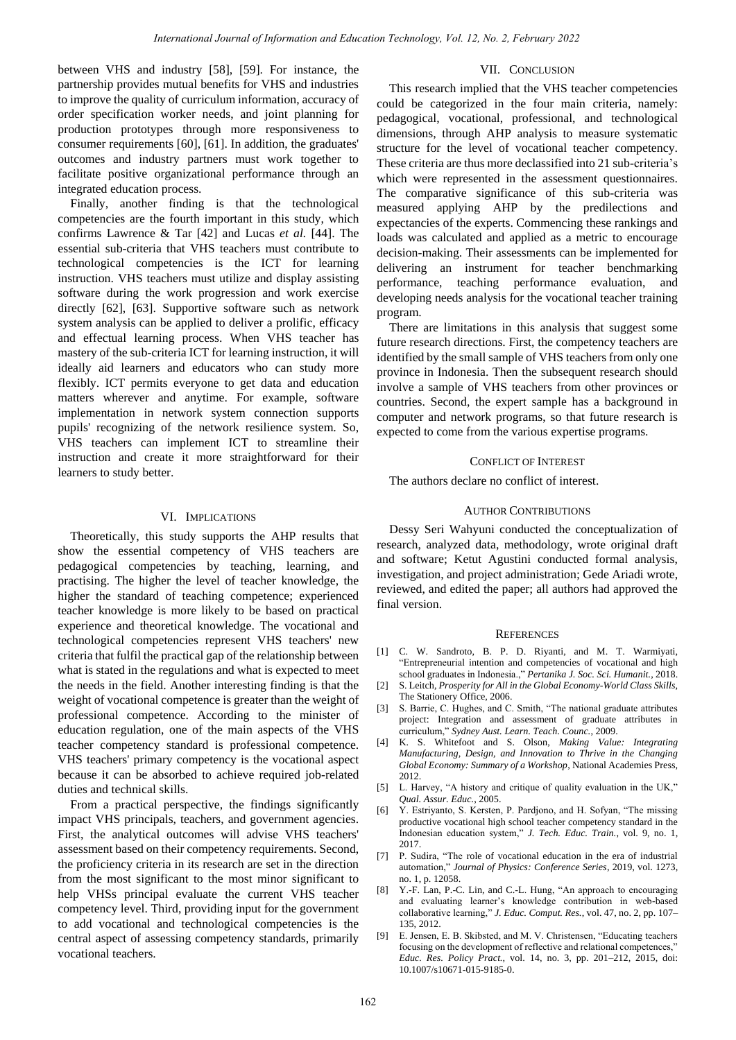between VHS and industry [58], [59]. For instance, the partnership provides mutual benefits for VHS and industries to improve the quality of curriculum information, accuracy of order specification worker needs, and joint planning for production prototypes through more responsiveness to consumer requirements [60], [61]. In addition, the graduates' outcomes and industry partners must work together to facilitate positive organizational performance through an integrated education process.

Finally, another finding is that the technological competencies are the fourth important in this study, which confirms Lawrence & Tar [42] and Lucas *et al.* [44]. The essential sub-criteria that VHS teachers must contribute to technological competencies is the ICT for learning instruction. VHS teachers must utilize and display assisting software during the work progression and work exercise directly [62], [63]. Supportive software such as network system analysis can be applied to deliver a prolific, efficacy and effectual learning process. When VHS teacher has mastery of the sub-criteria ICT for learning instruction, it will ideally aid learners and educators who can study more flexibly. ICT permits everyone to get data and education matters wherever and anytime. For example, software implementation in network system connection supports pupils' recognizing of the network resilience system. So, VHS teachers can implement ICT to streamline their instruction and create it more straightforward for their learners to study better.

## VI. Implications

Theoretically, this study supports the AHP results that show the essential competency of VHS teachers are pedagogical competencies by teaching, learning, and practising. The higher the level of teacher knowledge, the higher the standard of teaching competence; experienced teacher knowledge is more likely to be based on practical experience and theoretical knowledge. The vocational and technological competencies represent VHS teachers' new criteria that fulfil the practical gap of the relationship between what is stated in the regulations and what is expected to meet the needs in the field. Another interesting finding is that the weight of vocational competence is greater than the weight of professional competence. According to the minister of education regulation, one of the main aspects of the VHS teacher competency standard is professional competence. VHS teachers' primary competency is the vocational aspect because it can be absorbed to achieve required job-related duties and technical skills.

From a practical perspective, the findings significantly impact VHS principals, teachers, and government agencies. First, the analytical outcomes will advise VHS teachers' assessment based on their competency requirements. Second, the proficiency criteria in its research are set in the direction from the most significant to the most minor significant to help VHSs principal evaluate the current VHS teacher competency level. Third, providing input for the government to add vocational and technological competencies is the central aspect of assessing competency standards, primarily vocational teachers.

## VII. Conclusion

This research implied that the VHS teacher competencies could be categorized in the four main criteria, namely: pedagogical, vocational, professional, and technological dimensions, through AHP analysis to measure systematic structure for the level of vocational teacher competency. These criteria are thus more declassified into 21 sub-criteria's which were represented in the assessment questionnaires. The comparative significance of this sub-criteria was measured applying AHP by the predilections and expectancies of the experts. Commencing these rankings and loads was calculated and applied as a metric to encourage decision-making. Their assessments can be implemented for delivering an instrument for teacher benchmarking performance, teaching performance evaluation, and developing needs analysis for the vocational teacher training program.

There are limitations in this analysis that suggest some future research directions. First, the competency teachers are identified by the small sample of VHS teachers from only one province in Indonesia. Then the subsequent research should involve a sample of VHS teachers from other provinces or countries. Second, the expert sample has a background in computer and network programs, so that future research is expected to come from the various expertise programs.

## Conflict of Interest

The authors declare no conflict of interest.

## Author Contributions

Dessy Seri Wahyuni conducted the conceptualization of research, analyzed data, methodology, wrote original draft and software; Ketut Agustini conducted formal analysis, investigation, and project administration; Gede Ariadi wrote, reviewed, and edited the paper; all authors had approved the final version.

## References

[1] C. W. Sandroto, B. P. D. Riyanti, and M. T. Warmiyati, "Entrepreneurial intention and competencies of vocational and high school graduates in Indonesia.," *Pertanika J. Soc. Sci. Humanit.*, 2018.

[2] S. Leitch, *Prosperity for All in the Global Economy-World Class Skills*, The Stationery Office, 2006.

[3] S. Barrie, C. Hughes, and C. Smith, "The national graduate attributes project: Integration and assessment of graduate attributes in curriculum," *Sydney Aust. Learn. Teach. Counc.*, 2009.

[4] K. S. Whitefoot and S. Olson, *Making Value: Integrating Manufacturing, Design, and Innovation to Thrive in the Changing Global Economy: Summary of a Workshop*, National Academies Press, 2012.

[5] L. Harvey, "A history and critique of quality evaluation in the UK," *Qual. Assur. Educ.*, 2005.

[6] Y. Estriyanto, S. Kersten, P. Pardjono, and H. Sofyan, "The missing productive vocational high school teacher competency standard in the Indonesian education system," *J. Tech. Educ. Train.*, vol. 9, no. 1, 2017.

[7] P. Sudira, "The role of vocational education in the era of industrial automation," *Journal of Physics: Conference Series*, 2019, vol. 1273, no. 1, p. 12058.

[8] Y.-F. Lan, P.-C. Lin, and C.-L. Hung, "An approach to encouraging and evaluating learner's knowledge contribution in web-based collaborative learning," *J. Educ. Comput. Res.*, vol. 47, no. 2, pp. 107–135, 2012.

[9] E. Jensen, E. B. Skibsted, and M. V. Christensen, "Educating teachers focusing on the development of reflective and relational competences," *Educ. Res. Policy Pract.*, vol. 14, no. 3, pp. 201–212, 2015, doi: 10.1007/s10671-015-9185-0.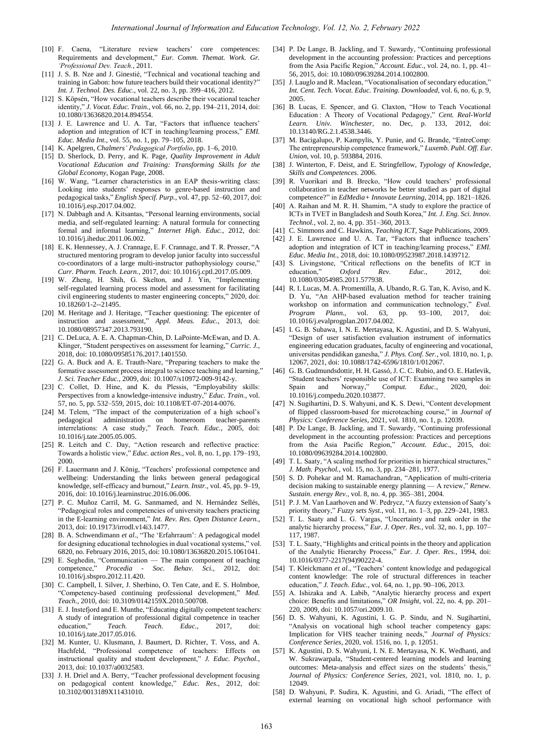[10] F. Caena, "Literature review teachers' core competences: Requirements and development," *Eur. Comm. Themat. Work. Gr. 'Professional Dev. Teach.*, 2011.

[11] J. S. B. Nze and J. Ginestié, "Technical and vocational teaching and training in Gabon: how future teachers build their vocational identity?" *Int. J. Technol. Des. Educ.*, vol. 22, no. 3, pp. 399–416, 2012.

[12] S. Köpsén, "How vocational teachers describe their vocational teacher identity," *J. Vocat. Educ. Train.*, vol. 66, no. 2, pp. 194–211, 2014, doi: 10.1080/13636820.2014.894554.

[13] J. E. Lawrence and U. A. Tar, "Factors that influence teachers' adoption and integration of ICT in teaching/learning process," *EMI. Educ. Media Int.*, vol. 55, no. 1, pp. 79–105, 2018.

[14] K. Apelgren, *Chalmers' Pedagogical Portfolio*, pp. 1–6, 2010.

[15] D. Sherlock, D. Perry, and K. Page, *Quality Improvement in Adult Vocational Education and Training: Transforming Skills for the Global Economy*, Kogan Page, 2008.

[16] W. Wang, "Learner characteristics in an EAP thesis-writing class: Looking into students' responses to genre-based instruction and pedagogical tasks," *English Specif. Purp.*, vol. 47, pp. 52–60, 2017, doi: 10.1016/j.esp.2017.04.002.

[17] N. Dabbagh and A. Kitsantas, "Personal learning environments, social media, and self-regulated learning: A natural formula for connecting formal and informal learning," *Internet High. Educ.*, 2012, doi: 10.1016/j.iheduc.2011.06.002.

[18] E. K. Hennessey, A. J. Crannage, E. F. Crannage, and T. R. Prosser, "A structured mentoring program to develop junior faculty into successful co-coordinators of a large multi-instructor pathophysiology course," *Curr. Pharm. Teach. Learn.*, 2017, doi: 10.1016/j.cptl.2017.05.009.

[19] W. Zheng, H. Shih, G. Skelton, and J. Yin, "Implementing self-regulated learning process model and assessment for facilitating civil engineering students to master engineering concepts," 2020, doi: 10.18260/1-2--21495.

[20] M. Heritage and J. Heritage, "Teacher questioning: The epicenter of instruction and assessment," *Appl. Meas. Educ.*, 2013, doi: 10.1080/08957347.2013.793190.

[21] C. DeLuca, A. E. A. Chapman-Chin, D. LaPointe-McEwan, and D. A. Klinger, "Student perspectives on assessment for learning," *Curric. J.*, 2018, doi: 10.1080/09585176.2017.1401550.

[22] G. A. Buck and A. E. Trauth-Nare, "Preparing teachers to make the formative assessment process integral to science teaching and learning," *J. Sci. Teacher Educ.*, 2009, doi: 10.1007/s10972-009-9142-y.

[23] C. Collet, D. Hine, and K. du Plessis, "Employability skills: Perspectives from a knowledge-intensive industry," *Educ. Train.*, vol. 57, no. 5, pp. 532–559, 2015, doi: 10.1108/ET-07-2014-0076.

[24] M. Telem, "The impact of the computerization of a high school's pedagogical administration on homeroom teacher-parents interrelations: A case study," *Teach. Teach. Educ.*, 2005, doi: 10.1016/j.tate.2005.05.005.

[25] R. Leitch and C. Day, "Action research and reflective practice: Towards a holistic view," *Educ. action Res.*, vol. 8, no. 1, pp. 179–193, 2000.

[26] F. Lauermann and J. König, "Teachers' professional competence and wellbeing: Understanding the links between general pedagogical knowledge, self-efficacy and burnout," *Learn. Instr.*, vol. 45, pp. 9–19, 2016, doi: 10.1016/j.learninstruc.2016.06.006.

[27] P. C. Muñoz Carril, M. G. Sanmamed, and N. Hernández Sellés, "Pedagogical roles and competencies of university teachers practicing in the E-learning environment," *Int. Rev. Res. Open Distance Learn.*, 2013, doi: 10.19173/irrodl.v14i3.1477.

[28] B. A. Schwendimann *et al.*, "The 'Erfahrraum': A pedagogical model for designing educational technologies in dual vocational systems," vol. 6820, no. February 2016, 2015, doi: 10.1080/13636820.2015.1061041.

[29] E. Seghedin, "Communication — The main component of teaching competence," *Procedia - Soc. Behav. Sci.*, 2012, doi: 10.1016/j.sbspro.2012.11.420.

[30] C. Campbell, I. Silver, J. Sherbino, O. Ten Cate, and E. S. Holmboe, "Competency-based continuing professional development," *Med. Teach.*, 2010, doi: 10.3109/0142159X.2010.500708.

[31] E. J. Instefjord and E. Munthe, "Educating digitally competent teachers: A study of integration of professional digital competence in teacher education," *Teach. Teach. Educ.*, 2017, doi: 10.1016/j.tate.2017.05.016.

[32] M. Kunter, U. Klusmann, J. Baumert, D. Richter, T. Voss, and A. Hachfeld, "Professional competence of teachers: Effects on instructional quality and student development," *J. Educ. Psychol.*, 2013, doi: 10.1037/a0032583.

[33] J. H. Driel and A. Berry, "Teacher professional development focusing on pedagogical content knowledge," *Educ. Res.*, 2012, doi: 10.3102/0013189X11431010.

[34] P. De Lange, B. Jackling, and T. Suwardy, "Continuing professional development in the accounting profession: Practices and perceptions from the Asia Pacific Region," *Account. Educ.*, vol. 24, no. 1, pp. 41–56, 2015, doi: 10.1080/09639284.2014.1002800.

[35] J. Lauglo and R. Maclean, "Vocationalisation of secondary education," *Int. Cent. Tech. Vocat. Educ. Training. Downloaded*, vol. 6, no. 6, p. 9, 2005.

[36] B. Lucas, E. Spencer, and G. Claxton, "How to Teach Vocational Education : A Theory of Vocational Pedagogy," *Cent. Real-World Learn. Univ. Winchester*, no. Dec, p. 133, 2012, doi: 10.13140/RG.2.1.4538.3446.

[37] M. Bacigalupo, P. Kampylis, Y. Punie, and G. Brande, "EntreComp: The entrepreneurship competence framework," *Luxemb. Publ. Off. Eur. Union*, vol. 10, p. 593884, 2016.

[38] J. Winterton, F. Deist, and E. Stringfellow, *Typology of Knowledge, Skills and Competences*. 2006.

[39] R. Vuorikari and B. Brecko, "How could teachers' professional collaboration in teacher networks be better studied as part of digital competence?" in *EdMedia+ Innovate Learning*, 2014, pp. 1821–1826.

[40] A. Raihan and M. R. H. Shamim, "A study to explore the practice of ICTs in TVET in Bangladesh and South Korea," *Int. J. Eng. Sci. Innov. Technol.*, vol. 2, no. 4, pp. 351–360, 2013.

[41] C. Simmons and C. Hawkins, *Teaching ICT*, Sage Publications, 2009.

[42] J. E. Lawrence and U. A. Tar, "Factors that influence teachers' adoption and integration of ICT in teaching/learning process," *EMI. Educ. Media Int.*, 2018, doi: 10.1080/09523987.2018.1439712.

[43] S. Livingstone, "Critical reflections on the benefits of ICT in education," *Oxford Rev. Educ.*, 2012, doi: 10.1080/03054985.2011.577938.

[44] R. I. Lucas, M. A. Promentilla, A. Ubando, R. G. Tan, K. Aviso, and K. D. Yu, "An AHP-based evaluation method for teacher training workshop on information and communication technology," *Eval. Program Plann.*, vol. 63, pp. 93–100, 2017, doi: 10.1016/j.evalprogplan.2017.04.002.

[45] I. G. B. Subawa, I. N. E. Mertayasa, K. Agustini, and D. S. Wahyuni, "Design of user satisfaction evaluation instrument of informatics engineering education graduates, faculty of engineering and vocational, universitas pendidikan ganesha," *J. Phys. Conf. Ser.*, vol. 1810, no. 1, p. 12067, 2021, doi: 10.1088/1742-6596/1810/1/012067.

[46] G. B. Gudmundsdottir, H. H. Gassó, J. C. C. Rubio, and O. E. Hatlevik, "Student teachers' responsible use of ICT: Examining two samples in Spain and Norway," *Comput. Educ.*, 2020, doi: 10.1016/j.compedu.2020.103877.

[47] N. Sugihartini, D. S. Wahyuni, and K. S. Dewi, "Content development of flipped classroom-based for microteaching course," in *Journal of Physics: Conference Series*, 2021, vol. 1810, no. 1, p. 12039.

[48] P. De Lange, B. Jackling, and T. Suwardy, "Continuing professional development in the accounting profession: Practices and perceptions from the Asia Pacific Region," *Account. Educ.*, 2015, doi: 10.1080/09639284.2014.1002800.

[49] T. L. Saaty, "A scaling method for priorities in hierarchical structures," *J. Math. Psychol.*, vol. 15, no. 3, pp. 234–281, 1977.

[50] S. D. Pohekar and M. Ramachandran, "Application of multi-criteria decision making to sustainable energy planning — A review," *Renew. Sustain. energy Rev.*, vol. 8, no. 4, pp. 365–381, 2004.

[51] P. J. M. Van Laarhoven and W. Pedrycz, "A fuzzy extension of Saaty's priority theory," *Fuzzy sets Syst.*, vol. 11, no. 1–3, pp. 229–241, 1983.

[52] T. L. Saaty and L. G. Vargas, "Uncertainty and rank order in the analytic hierarchy process," *Eur. J. Oper. Res.*, vol. 32, no. 1, pp. 107–117, 1987.

[53] T. L. Saaty, "Highlights and critical points in the theory and application of the Analytic Hierarchy Process," *Eur. J. Oper. Res.*, 1994, doi: 10.1016/0377-2217(94)90222-4.

[54] T. Kleickmann *et al.*, "Teachers' content knowledge and pedagogical content knowledge: The role of structural differences in teacher education," *J. Teach. Educ.*, vol. 64, no. 1, pp. 90–106, 2013.

[55] A. Ishizaka and A. Labib, "Analytic hierarchy process and expert choice: Benefits and limitations," *OR Insight*, vol. 22, no. 4, pp. 201–220, 2009, doi: 10.1057/ori.2009.10.

[56] D. S. Wahyuni, K. Agustini, I. G. P. Sindu, and N. Sugihartini, "Analysis on vocational high school teacher competency gaps: Implication for VHS teacher training needs," *Journal of Physics: Conference Series*, 2020, vol. 1516, no. 1, p. 12051.

[57] K. Agustini, D. S. Wahyuni, I. N. E. Mertayasa, N. K. Wedhanti, and W. Sukrawarpala, "Student-centered learning models and learning outcomes: Meta-analysis and effect sizes on the students' thesis," *Journal of Physics: Conference Series*, 2021, vol. 1810, no. 1, p. 12049.

[58] D. Wahyuni, P. Sudira, K. Agustini, and G. Ariadi, "The effect of external learning on vocational high school performance with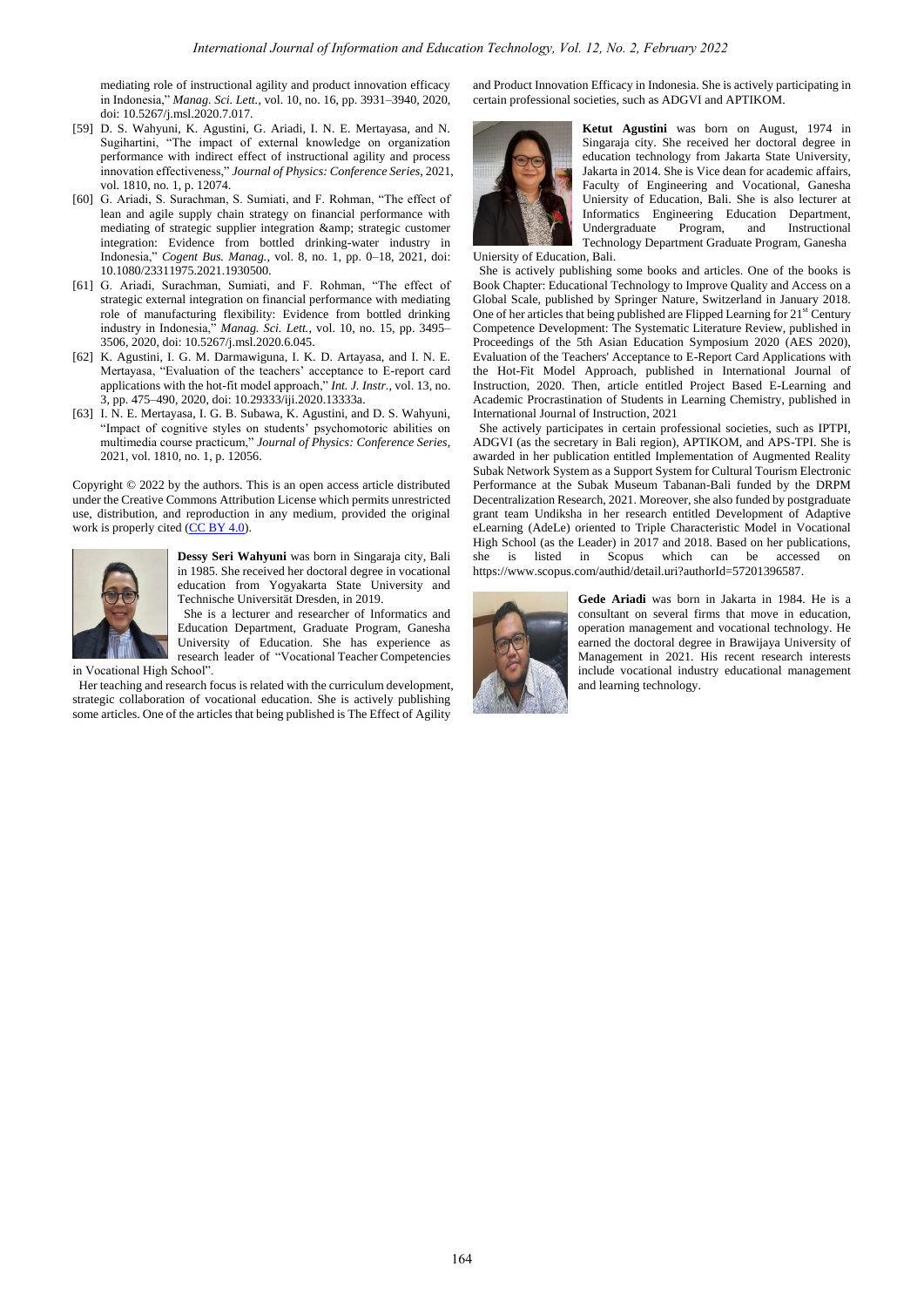mediating role of instructional agility and product innovation efficacy in Indonesia," *Manag. Sci. Lett.*, vol. 10, no. 16, pp. 3931–3940, 2020, doi: 10.5267/j.msl.2020.7.017.

[59] D. S. Wahyuni, K. Agustini, G. Ariadi, I. N. E. Mertayasa, and N. Sugihartini, "The impact of external knowledge on organization performance with indirect effect of instructional agility and process innovation effectiveness," *Journal of Physics: Conference Series*, 2021, vol. 1810, no. 1, p. 12074.

[60] G. Ariadi, S. Surachman, S. Sumiati, and F. Rohman, "The effect of lean and agile supply chain strategy on financial performance with mediating of strategic supplier integration &amp; strategic customer integration: Evidence from bottled drinking-water industry in Indonesia," *Cogent Bus. Manag.*, vol. 8, no. 1, pp. 0–18, 2021, doi: 10.1080/23311975.2021.1930500.

[61] G. Ariadi, Surachman, Sumiati, and F. Rohman, "The effect of strategic external integration on financial performance with mediating role of manufacturing flexibility: Evidence from bottled drinking industry in Indonesia," *Manag. Sci. Lett.*, vol. 10, no. 15, pp. 3495–3506, 2020, doi: 10.5267/j.msl.2020.6.045.

[62] K. Agustini, I. G. M. Darmawiguna, I. K. D. Artayasa, and I. N. E. Mertayasa, "Evaluation of the teachers' acceptance to E-report card applications with the hot-fit model approach," *Int. J. Instr.*, vol. 13, no. 3, pp. 475–490, 2020, doi: 10.29333/iji.2020.13333a.

[63] I. N. E. Mertayasa, I. G. B. Subawa, K. Agustini, and D. S. Wahyuni, "Impact of cognitive styles on students' psychomotoric abilities on multimedia course practicum," *Journal of Physics: Conference Series*, 2021, vol. 1810, no. 1, p. 12056.

Copyright © 2022 by the authors. This is an open access article distributed under the Creative Commons Attribution License which permits unrestricted use, distribution, and reproduction in any medium, provided the original work is properly cited (CC BY 4.0).

**Dessy Seri Wahyuni** was born in Singaraja city, Bali in 1985. She received her doctoral degree in vocational education from Yogyakarta State University and Technische Universität Dresden, in 2019.

She is a lecturer and researcher of Informatics and Education Department, Graduate Program, Ganesha University of Education. She has experience as research leader of "Vocational Teacher Competencies in Vocational High School".

Her teaching and research focus is related with the curriculum development, strategic collaboration of vocational education. She is actively publishing some articles. One of the articles that being published is The Effect of Agility and Product Innovation Efficacy in Indonesia. She is actively participating in certain professional societies, such as ADGVI and APTIKOM.

**Ketut Agustini** was born on August, 1974 in Singaraja city. She received her doctoral degree in education technology from Jakarta State University, Jakarta in 2014. She is Vice dean for academic affairs, Faculty of Engineering and Vocational, Ganesha Uniersity of Education, Bali. She is also lecturer at Informatics Engineering Education Department, Undergraduate Program, and Instructional Technology Department Graduate Program, Ganesha Uniersity of Education, Bali.

She is actively publishing some books and articles. One of the books is Book Chapter: Educational Technology to Improve Quality and Access on a Global Scale, published by Springer Nature, Switzerland in January 2018. One of her articles that being published are Flipped Learning for 21st Century Competence Development: The Systematic Literature Review, published in Proceedings of the 5th Asian Education Symposium 2020 (AES 2020), Evaluation of the Teachers' Acceptance to E-Report Card Applications with the Hot-Fit Model Approach, published in International Journal of Instruction, 2020. Then, article entitled Project Based E-Learning and Academic Procrastination of Students in Learning Chemistry, published in International Journal of Instruction, 2021

She actively participates in certain professional societies, such as IPTPI, ADGVI (as the secretary in Bali region), APTIKOM, and APS-TPI. She is awarded in her publication entitled Implementation of Augmented Reality Subak Network System as a Support System for Cultural Tourism Electronic Performance at the Subak Museum Tabanan-Bali funded by the DRPM Decentralization Research, 2021. Moreover, she also funded by postgraduate grant team Undiksha in her research entitled Development of Adaptive eLearning (AdeLe) oriented to Triple Characteristic Model in Vocational High School (as the Leader) in 2017 and 2018. Based on her publications, she is listed in Scopus which can be accessed on https://www.scopus.com/authid/detail.uri?authorId=57201396587.

**Gede Ariadi** was born in Jakarta in 1984. He is a consultant on several firms that move in education, operation management and vocational technology. He earned the doctoral degree in Brawijaya University of Management in 2021. His recent research interests include vocational industry educational management and learning technology.